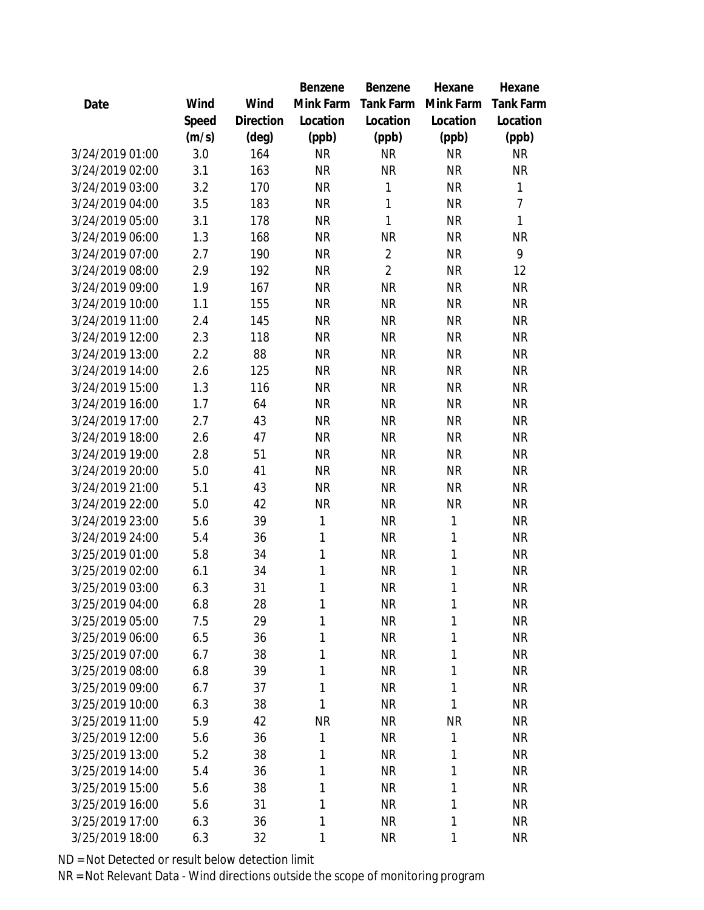| Date | Wind Speed (m/s) | Wind Direction (deg) | Benzene Mink Farm Location (ppb) | Benzene Tank Farm Location (ppb) | Hexane Mink Farm Location (ppb) | Hexane Tank Farm Location (ppb) |
|---|---|---|---|---|---|---|
| 3/24/2019 01:00 | 3.0 | 164 | NR | NR | NR | NR |
| 3/24/2019 02:00 | 3.1 | 163 | NR | NR | NR | NR |
| 3/24/2019 03:00 | 3.2 | 170 | NR | 1 | NR | 1 |
| 3/24/2019 04:00 | 3.5 | 183 | NR | 1 | NR | 7 |
| 3/24/2019 05:00 | 3.1 | 178 | NR | 1 | NR | 1 |
| 3/24/2019 06:00 | 1.3 | 168 | NR | NR | NR | NR |
| 3/24/2019 07:00 | 2.7 | 190 | NR | 2 | NR | 9 |
| 3/24/2019 08:00 | 2.9 | 192 | NR | 2 | NR | 12 |
| 3/24/2019 09:00 | 1.9 | 167 | NR | NR | NR | NR |
| 3/24/2019 10:00 | 1.1 | 155 | NR | NR | NR | NR |
| 3/24/2019 11:00 | 2.4 | 145 | NR | NR | NR | NR |
| 3/24/2019 12:00 | 2.3 | 118 | NR | NR | NR | NR |
| 3/24/2019 13:00 | 2.2 | 88 | NR | NR | NR | NR |
| 3/24/2019 14:00 | 2.6 | 125 | NR | NR | NR | NR |
| 3/24/2019 15:00 | 1.3 | 116 | NR | NR | NR | NR |
| 3/24/2019 16:00 | 1.7 | 64 | NR | NR | NR | NR |
| 3/24/2019 17:00 | 2.7 | 43 | NR | NR | NR | NR |
| 3/24/2019 18:00 | 2.6 | 47 | NR | NR | NR | NR |
| 3/24/2019 19:00 | 2.8 | 51 | NR | NR | NR | NR |
| 3/24/2019 20:00 | 5.0 | 41 | NR | NR | NR | NR |
| 3/24/2019 21:00 | 5.1 | 43 | NR | NR | NR | NR |
| 3/24/2019 22:00 | 5.0 | 42 | NR | NR | NR | NR |
| 3/24/2019 23:00 | 5.6 | 39 | 1 | NR | 1 | NR |
| 3/24/2019 24:00 | 5.4 | 36 | 1 | NR | 1 | NR |
| 3/25/2019 01:00 | 5.8 | 34 | 1 | NR | 1 | NR |
| 3/25/2019 02:00 | 6.1 | 34 | 1 | NR | 1 | NR |
| 3/25/2019 03:00 | 6.3 | 31 | 1 | NR | 1 | NR |
| 3/25/2019 04:00 | 6.8 | 28 | 1 | NR | 1 | NR |
| 3/25/2019 05:00 | 7.5 | 29 | 1 | NR | 1 | NR |
| 3/25/2019 06:00 | 6.5 | 36 | 1 | NR | 1 | NR |
| 3/25/2019 07:00 | 6.7 | 38 | 1 | NR | 1 | NR |
| 3/25/2019 08:00 | 6.8 | 39 | 1 | NR | 1 | NR |
| 3/25/2019 09:00 | 6.7 | 37 | 1 | NR | 1 | NR |
| 3/25/2019 10:00 | 6.3 | 38 | 1 | NR | 1 | NR |
| 3/25/2019 11:00 | 5.9 | 42 | NR | NR | NR | NR |
| 3/25/2019 12:00 | 5.6 | 36 | 1 | NR | 1 | NR |
| 3/25/2019 13:00 | 5.2 | 38 | 1 | NR | 1 | NR |
| 3/25/2019 14:00 | 5.4 | 36 | 1 | NR | 1 | NR |
| 3/25/2019 15:00 | 5.6 | 38 | 1 | NR | 1 | NR |
| 3/25/2019 16:00 | 5.6 | 31 | 1 | NR | 1 | NR |
| 3/25/2019 17:00 | 6.3 | 36 | 1 | NR | 1 | NR |
| 3/25/2019 18:00 | 6.3 | 32 | 1 | NR | 1 | NR |

ND = Not Detected or result below detection limit

NR = Not Relevant Data - Wind directions outside the scope of monitoring program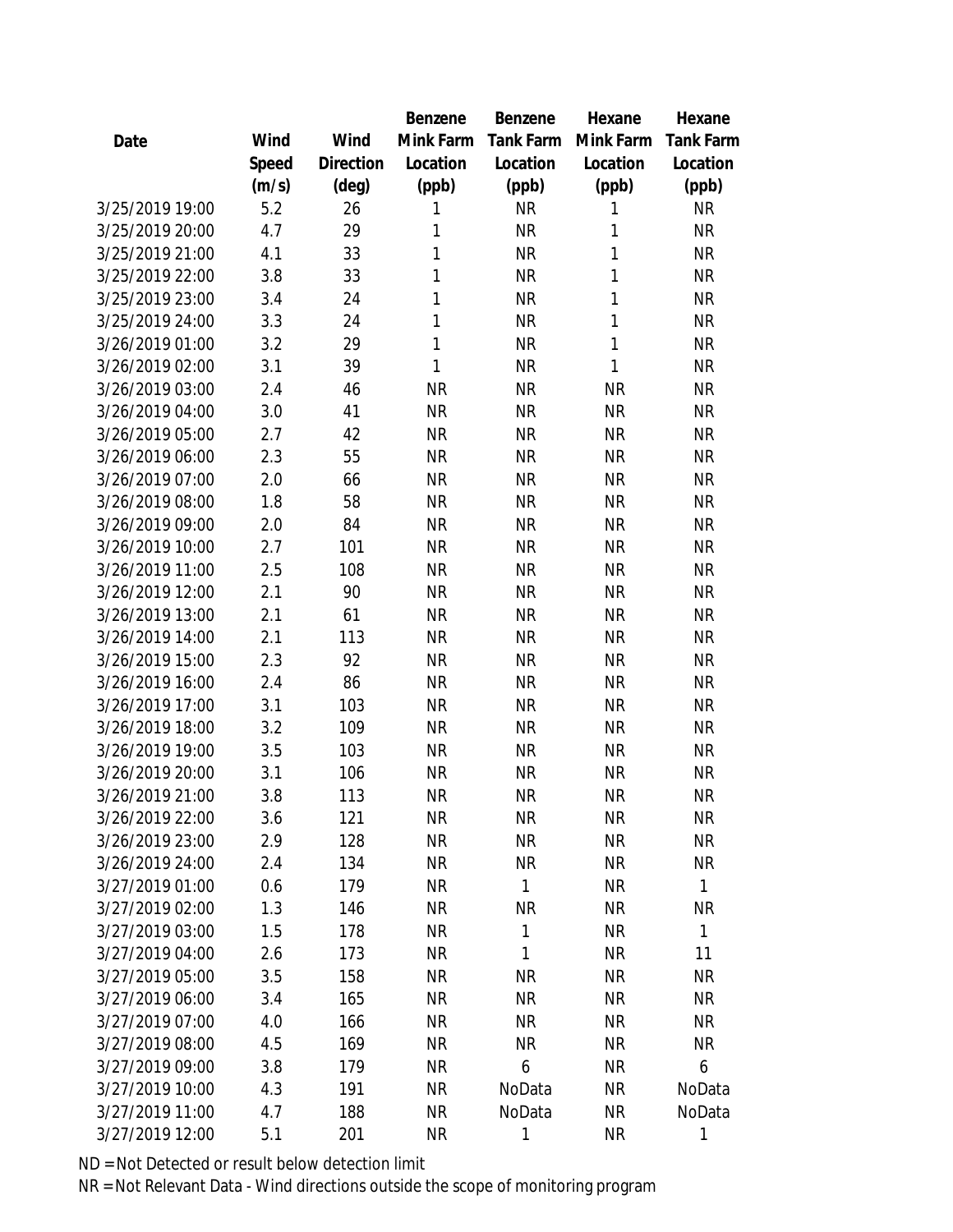| Date | Wind Speed (m/s) | Wind Direction (deg) | Benzene Mink Farm Location (ppb) | Benzene Tank Farm Location (ppb) | Hexane Mink Farm Location (ppb) | Hexane Tank Farm Location (ppb) |
|---|---|---|---|---|---|---|
| 3/25/2019 19:00 | 5.2 | 26 | 1 | NR | 1 | NR |
| 3/25/2019 20:00 | 4.7 | 29 | 1 | NR | 1 | NR |
| 3/25/2019 21:00 | 4.1 | 33 | 1 | NR | 1 | NR |
| 3/25/2019 22:00 | 3.8 | 33 | 1 | NR | 1 | NR |
| 3/25/2019 23:00 | 3.4 | 24 | 1 | NR | 1 | NR |
| 3/25/2019 24:00 | 3.3 | 24 | 1 | NR | 1 | NR |
| 3/26/2019 01:00 | 3.2 | 29 | 1 | NR | 1 | NR |
| 3/26/2019 02:00 | 3.1 | 39 | 1 | NR | 1 | NR |
| 3/26/2019 03:00 | 2.4 | 46 | NR | NR | NR | NR |
| 3/26/2019 04:00 | 3.0 | 41 | NR | NR | NR | NR |
| 3/26/2019 05:00 | 2.7 | 42 | NR | NR | NR | NR |
| 3/26/2019 06:00 | 2.3 | 55 | NR | NR | NR | NR |
| 3/26/2019 07:00 | 2.0 | 66 | NR | NR | NR | NR |
| 3/26/2019 08:00 | 1.8 | 58 | NR | NR | NR | NR |
| 3/26/2019 09:00 | 2.0 | 84 | NR | NR | NR | NR |
| 3/26/2019 10:00 | 2.7 | 101 | NR | NR | NR | NR |
| 3/26/2019 11:00 | 2.5 | 108 | NR | NR | NR | NR |
| 3/26/2019 12:00 | 2.1 | 90 | NR | NR | NR | NR |
| 3/26/2019 13:00 | 2.1 | 61 | NR | NR | NR | NR |
| 3/26/2019 14:00 | 2.1 | 113 | NR | NR | NR | NR |
| 3/26/2019 15:00 | 2.3 | 92 | NR | NR | NR | NR |
| 3/26/2019 16:00 | 2.4 | 86 | NR | NR | NR | NR |
| 3/26/2019 17:00 | 3.1 | 103 | NR | NR | NR | NR |
| 3/26/2019 18:00 | 3.2 | 109 | NR | NR | NR | NR |
| 3/26/2019 19:00 | 3.5 | 103 | NR | NR | NR | NR |
| 3/26/2019 20:00 | 3.1 | 106 | NR | NR | NR | NR |
| 3/26/2019 21:00 | 3.8 | 113 | NR | NR | NR | NR |
| 3/26/2019 22:00 | 3.6 | 121 | NR | NR | NR | NR |
| 3/26/2019 23:00 | 2.9 | 128 | NR | NR | NR | NR |
| 3/26/2019 24:00 | 2.4 | 134 | NR | NR | NR | NR |
| 3/27/2019 01:00 | 0.6 | 179 | NR | 1 | NR | 1 |
| 3/27/2019 02:00 | 1.3 | 146 | NR | NR | NR | NR |
| 3/27/2019 03:00 | 1.5 | 178 | NR | 1 | NR | 1 |
| 3/27/2019 04:00 | 2.6 | 173 | NR | 1 | NR | 11 |
| 3/27/2019 05:00 | 3.5 | 158 | NR | NR | NR | NR |
| 3/27/2019 06:00 | 3.4 | 165 | NR | NR | NR | NR |
| 3/27/2019 07:00 | 4.0 | 166 | NR | NR | NR | NR |
| 3/27/2019 08:00 | 4.5 | 169 | NR | NR | NR | NR |
| 3/27/2019 09:00 | 3.8 | 179 | NR | 6 | NR | 6 |
| 3/27/2019 10:00 | 4.3 | 191 | NR | NoData | NR | NoData |
| 3/27/2019 11:00 | 4.7 | 188 | NR | NoData | NR | NoData |
| 3/27/2019 12:00 | 5.1 | 201 | NR | 1 | NR | 1 |

ND = Not Detected or result below detection limit

NR = Not Relevant Data - Wind directions outside the scope of monitoring program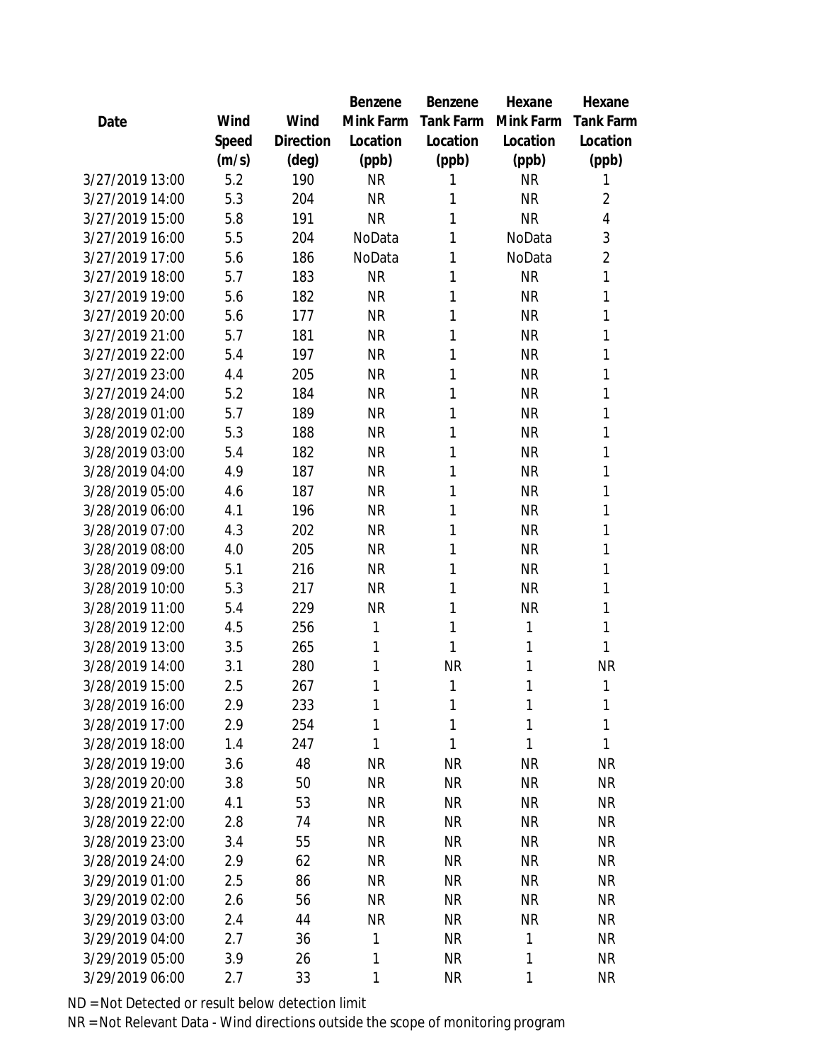| Date | Wind Speed (m/s) | Wind Direction (deg) | Benzene Mink Farm Location (ppb) | Benzene Tank Farm Location (ppb) | Hexane Mink Farm Location (ppb) | Hexane Tank Farm Location (ppb) |
|---|---|---|---|---|---|---|
| 3/27/2019 13:00 | 5.2 | 190 | NR | 1 | NR | 1 |
| 3/27/2019 14:00 | 5.3 | 204 | NR | 1 | NR | 2 |
| 3/27/2019 15:00 | 5.8 | 191 | NR | 1 | NR | 4 |
| 3/27/2019 16:00 | 5.5 | 204 | NoData | 1 | NoData | 3 |
| 3/27/2019 17:00 | 5.6 | 186 | NoData | 1 | NoData | 2 |
| 3/27/2019 18:00 | 5.7 | 183 | NR | 1 | NR | 1 |
| 3/27/2019 19:00 | 5.6 | 182 | NR | 1 | NR | 1 |
| 3/27/2019 20:00 | 5.6 | 177 | NR | 1 | NR | 1 |
| 3/27/2019 21:00 | 5.7 | 181 | NR | 1 | NR | 1 |
| 3/27/2019 22:00 | 5.4 | 197 | NR | 1 | NR | 1 |
| 3/27/2019 23:00 | 4.4 | 205 | NR | 1 | NR | 1 |
| 3/27/2019 24:00 | 5.2 | 184 | NR | 1 | NR | 1 |
| 3/28/2019 01:00 | 5.7 | 189 | NR | 1 | NR | 1 |
| 3/28/2019 02:00 | 5.3 | 188 | NR | 1 | NR | 1 |
| 3/28/2019 03:00 | 5.4 | 182 | NR | 1 | NR | 1 |
| 3/28/2019 04:00 | 4.9 | 187 | NR | 1 | NR | 1 |
| 3/28/2019 05:00 | 4.6 | 187 | NR | 1 | NR | 1 |
| 3/28/2019 06:00 | 4.1 | 196 | NR | 1 | NR | 1 |
| 3/28/2019 07:00 | 4.3 | 202 | NR | 1 | NR | 1 |
| 3/28/2019 08:00 | 4.0 | 205 | NR | 1 | NR | 1 |
| 3/28/2019 09:00 | 5.1 | 216 | NR | 1 | NR | 1 |
| 3/28/2019 10:00 | 5.3 | 217 | NR | 1 | NR | 1 |
| 3/28/2019 11:00 | 5.4 | 229 | NR | 1 | NR | 1 |
| 3/28/2019 12:00 | 4.5 | 256 | 1 | 1 | 1 | 1 |
| 3/28/2019 13:00 | 3.5 | 265 | 1 | 1 | 1 | 1 |
| 3/28/2019 14:00 | 3.1 | 280 | 1 | NR | 1 | NR |
| 3/28/2019 15:00 | 2.5 | 267 | 1 | 1 | 1 | 1 |
| 3/28/2019 16:00 | 2.9 | 233 | 1 | 1 | 1 | 1 |
| 3/28/2019 17:00 | 2.9 | 254 | 1 | 1 | 1 | 1 |
| 3/28/2019 18:00 | 1.4 | 247 | 1 | 1 | 1 | 1 |
| 3/28/2019 19:00 | 3.6 | 48 | NR | NR | NR | NR |
| 3/28/2019 20:00 | 3.8 | 50 | NR | NR | NR | NR |
| 3/28/2019 21:00 | 4.1 | 53 | NR | NR | NR | NR |
| 3/28/2019 22:00 | 2.8 | 74 | NR | NR | NR | NR |
| 3/28/2019 23:00 | 3.4 | 55 | NR | NR | NR | NR |
| 3/28/2019 24:00 | 2.9 | 62 | NR | NR | NR | NR |
| 3/29/2019 01:00 | 2.5 | 86 | NR | NR | NR | NR |
| 3/29/2019 02:00 | 2.6 | 56 | NR | NR | NR | NR |
| 3/29/2019 03:00 | 2.4 | 44 | NR | NR | NR | NR |
| 3/29/2019 04:00 | 2.7 | 36 | 1 | NR | 1 | NR |
| 3/29/2019 05:00 | 3.9 | 26 | 1 | NR | 1 | NR |
| 3/29/2019 06:00 | 2.7 | 33 | 1 | NR | 1 | NR |

ND = Not Detected or result below detection limit

NR = Not Relevant Data - Wind directions outside the scope of monitoring program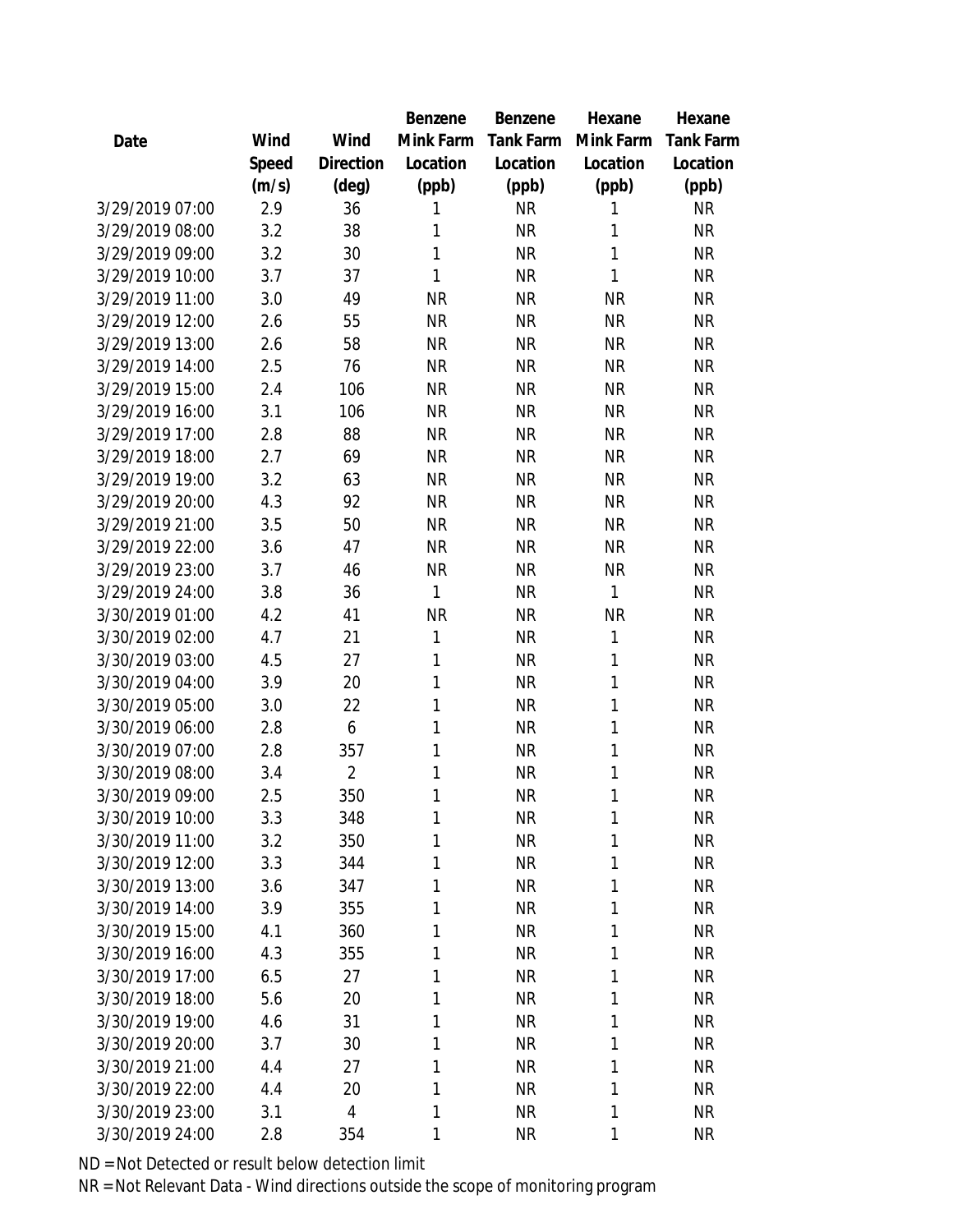| Date | Wind Speed (m/s) | Wind Direction (deg) | Benzene Mink Farm Location (ppb) | Benzene Tank Farm Location (ppb) | Hexane Mink Farm Location (ppb) | Hexane Tank Farm Location (ppb) |
|---|---|---|---|---|---|---|
| 3/29/2019 07:00 | 2.9 | 36 | 1 | NR | 1 | NR |
| 3/29/2019 08:00 | 3.2 | 38 | 1 | NR | 1 | NR |
| 3/29/2019 09:00 | 3.2 | 30 | 1 | NR | 1 | NR |
| 3/29/2019 10:00 | 3.7 | 37 | 1 | NR | 1 | NR |
| 3/29/2019 11:00 | 3.0 | 49 | NR | NR | NR | NR |
| 3/29/2019 12:00 | 2.6 | 55 | NR | NR | NR | NR |
| 3/29/2019 13:00 | 2.6 | 58 | NR | NR | NR | NR |
| 3/29/2019 14:00 | 2.5 | 76 | NR | NR | NR | NR |
| 3/29/2019 15:00 | 2.4 | 106 | NR | NR | NR | NR |
| 3/29/2019 16:00 | 3.1 | 106 | NR | NR | NR | NR |
| 3/29/2019 17:00 | 2.8 | 88 | NR | NR | NR | NR |
| 3/29/2019 18:00 | 2.7 | 69 | NR | NR | NR | NR |
| 3/29/2019 19:00 | 3.2 | 63 | NR | NR | NR | NR |
| 3/29/2019 20:00 | 4.3 | 92 | NR | NR | NR | NR |
| 3/29/2019 21:00 | 3.5 | 50 | NR | NR | NR | NR |
| 3/29/2019 22:00 | 3.6 | 47 | NR | NR | NR | NR |
| 3/29/2019 23:00 | 3.7 | 46 | NR | NR | NR | NR |
| 3/29/2019 24:00 | 3.8 | 36 | 1 | NR | 1 | NR |
| 3/30/2019 01:00 | 4.2 | 41 | NR | NR | NR | NR |
| 3/30/2019 02:00 | 4.7 | 21 | 1 | NR | 1 | NR |
| 3/30/2019 03:00 | 4.5 | 27 | 1 | NR | 1 | NR |
| 3/30/2019 04:00 | 3.9 | 20 | 1 | NR | 1 | NR |
| 3/30/2019 05:00 | 3.0 | 22 | 1 | NR | 1 | NR |
| 3/30/2019 06:00 | 2.8 | 6 | 1 | NR | 1 | NR |
| 3/30/2019 07:00 | 2.8 | 357 | 1 | NR | 1 | NR |
| 3/30/2019 08:00 | 3.4 | 2 | 1 | NR | 1 | NR |
| 3/30/2019 09:00 | 2.5 | 350 | 1 | NR | 1 | NR |
| 3/30/2019 10:00 | 3.3 | 348 | 1 | NR | 1 | NR |
| 3/30/2019 11:00 | 3.2 | 350 | 1 | NR | 1 | NR |
| 3/30/2019 12:00 | 3.3 | 344 | 1 | NR | 1 | NR |
| 3/30/2019 13:00 | 3.6 | 347 | 1 | NR | 1 | NR |
| 3/30/2019 14:00 | 3.9 | 355 | 1 | NR | 1 | NR |
| 3/30/2019 15:00 | 4.1 | 360 | 1 | NR | 1 | NR |
| 3/30/2019 16:00 | 4.3 | 355 | 1 | NR | 1 | NR |
| 3/30/2019 17:00 | 6.5 | 27 | 1 | NR | 1 | NR |
| 3/30/2019 18:00 | 5.6 | 20 | 1 | NR | 1 | NR |
| 3/30/2019 19:00 | 4.6 | 31 | 1 | NR | 1 | NR |
| 3/30/2019 20:00 | 3.7 | 30 | 1 | NR | 1 | NR |
| 3/30/2019 21:00 | 4.4 | 27 | 1 | NR | 1 | NR |
| 3/30/2019 22:00 | 4.4 | 20 | 1 | NR | 1 | NR |
| 3/30/2019 23:00 | 3.1 | 4 | 1 | NR | 1 | NR |
| 3/30/2019 24:00 | 2.8 | 354 | 1 | NR | 1 | NR |

ND = Not Detected or result below detection limit

NR = Not Relevant Data - Wind directions outside the scope of monitoring program